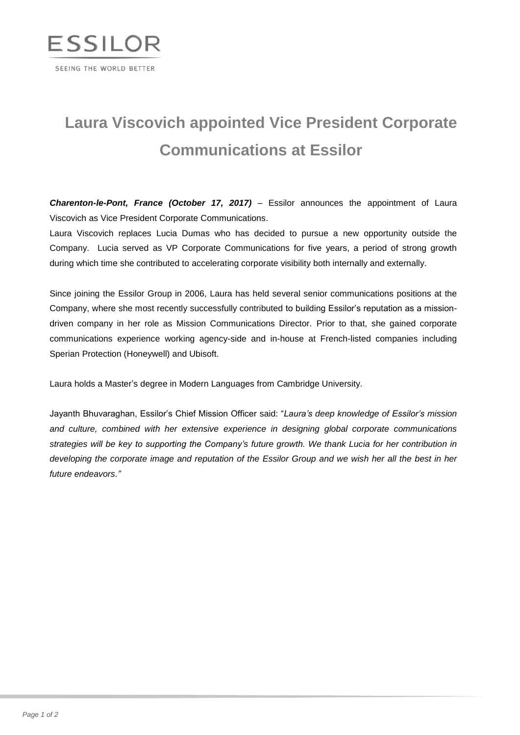ESSILOR

SEEING THE WORLD BETTER

# Laura Viscovich appointed Vice President Corporate Communications at Essilor

***Charenton-le-Pont, France (October 17, 2017)*** – Essilor announces the appointment of Laura Viscovich as Vice President Corporate Communications.

Laura Viscovich replaces Lucia Dumas who has decided to pursue a new opportunity outside the Company. Lucia served as VP Corporate Communications for five years, a period of strong growth during which time she contributed to accelerating corporate visibility both internally and externally.

Since joining the Essilor Group in 2006, Laura has held several senior communications positions at the Company, where she most recently successfully contributed to building Essilor's reputation as a mission-driven company in her role as Mission Communications Director. Prior to that, she gained corporate communications experience working agency-side and in-house at French-listed companies including Sperian Protection (Honeywell) and Ubisoft.

Laura holds a Master's degree in Modern Languages from Cambridge University.

Jayanth Bhuvaraghan, Essilor's Chief Mission Officer said: "*Laura's deep knowledge of Essilor's mission and culture, combined with her extensive experience in designing global corporate communications strategies will be key to supporting the Company's future growth. We thank Lucia for her contribution in developing the corporate image and reputation of the Essilor Group and we wish her all the best in her future endeavors.*"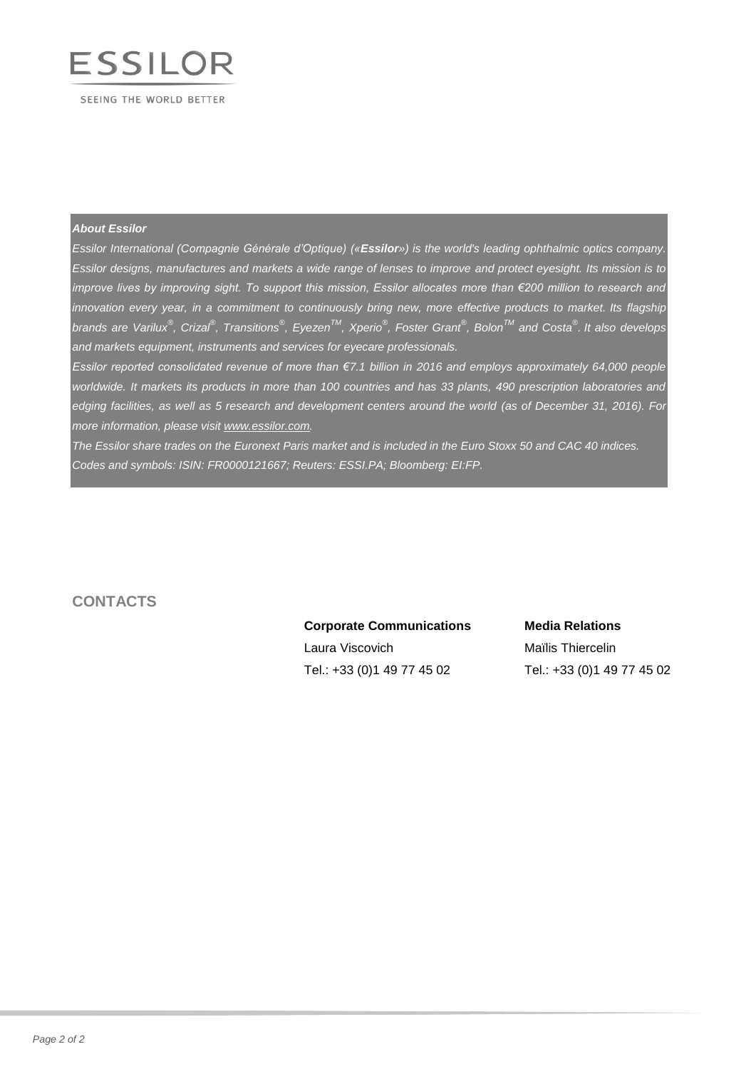ESSILOR

SEEING THE WORLD BETTER

***About Essilor***

*Essilor International (Compagnie Générale d'Optique) («**Essilor**») is the world's leading ophthalmic optics company. Essilor designs, manufactures and markets a wide range of lenses to improve and protect eyesight. Its mission is to improve lives by improving sight. To support this mission, Essilor allocates more than €200 million to research and innovation every year, in a commitment to continuously bring new, more effective products to market. Its flagship brands are Varilux®, Crizal®, Transitions®, Eyezen™, Xperio®, Foster Grant®, Bolon™ and Costa®. It also develops and markets equipment, instruments and services for eyecare professionals.*

*Essilor reported consolidated revenue of more than €7.1 billion in 2016 and employs approximately 64,000 people worldwide. It markets its products in more than 100 countries and has 33 plants, 490 prescription laboratories and edging facilities, as well as 5 research and development centers around the world (as of December 31, 2016). For more information, please visit [www.essilor.com](http://www.essilor.com).*

*The Essilor share trades on the Euronext Paris market and is included in the Euro Stoxx 50 and CAC 40 indices.*
*Codes and symbols: ISIN: FR0000121667; Reuters: ESSI.PA; Bloomberg: EI:FP.*

## CONTACTS

**Corporate Communications**
Laura Viscovich
Tel.: +33 (0)1 49 77 45 02

**Media Relations**
Maïlis Thiercelin
Tel.: +33 (0)1 49 77 45 02